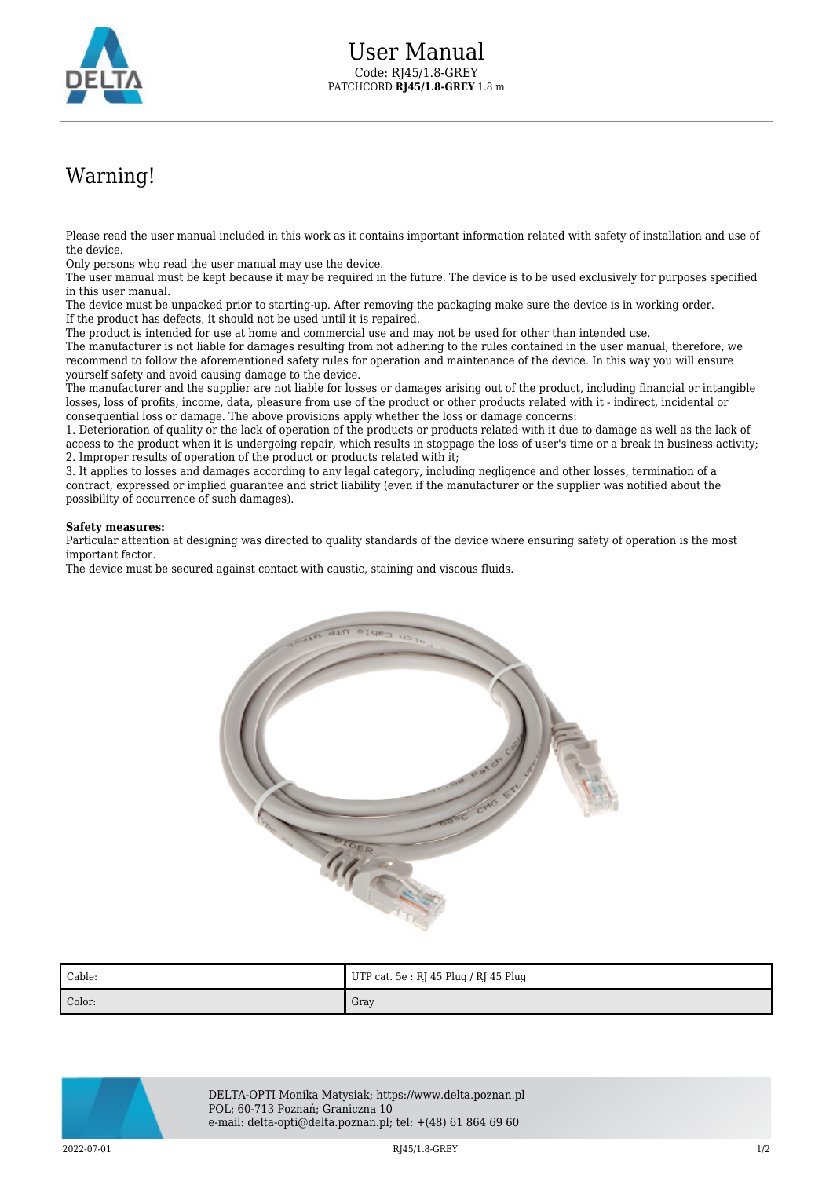# User Manual

Code: RJ45/1.8-GREY

PATCHCORD **RJ45/1.8-GREY** 1.8 m

## Warning!

Please read the user manual included in this work as it contains important information related with safety of installation and use of the device.
Only persons who read the user manual may use the device.
The user manual must be kept because it may be required in the future. The device is to be used exclusively for purposes specified in this user manual.
The device must be unpacked prior to starting-up. After removing the packaging make sure the device is in working order.
If the product has defects, it should not be used until it is repaired.
The product is intended for use at home and commercial use and may not be used for other than intended use.
The manufacturer is not liable for damages resulting from not adhering to the rules contained in the user manual, therefore, we recommend to follow the aforementioned safety rules for operation and maintenance of the device. In this way you will ensure yourself safety and avoid causing damage to the device.
The manufacturer and the supplier are not liable for losses or damages arising out of the product, including financial or intangible losses, loss of profits, income, data, pleasure from use of the product or other products related with it - indirect, incidental or consequential loss or damage. The above provisions apply whether the loss or damage concerns:
1. Deterioration of quality or the lack of operation of the products or products related with it due to damage as well as the lack of access to the product when it is undergoing repair, which results in stoppage the loss of user's time or a break in business activity;
2. Improper results of operation of the product or products related with it;
3. It applies to losses and damages according to any legal category, including negligence and other losses, termination of a contract, expressed or implied guarantee and strict liability (even if the manufacturer or the supplier was notified about the possibility of occurrence of such damages).

**Safety measures:**
Particular attention at designing was directed to quality standards of the device where ensuring safety of operation is the most important factor.
The device must be secured against contact with caustic, staining and viscous fluids.

| Cable: | UTP cat. 5e : RJ 45 Plug / RJ 45 Plug |
|---|---|
| Color: | Gray |

DELTA-OPTI Monika Matysiak; https://www.delta.poznan.pl
POL; 60-713 Poznań; Graniczna 10
e-mail: delta-opti@delta.poznan.pl; tel: +(48) 61 864 69 60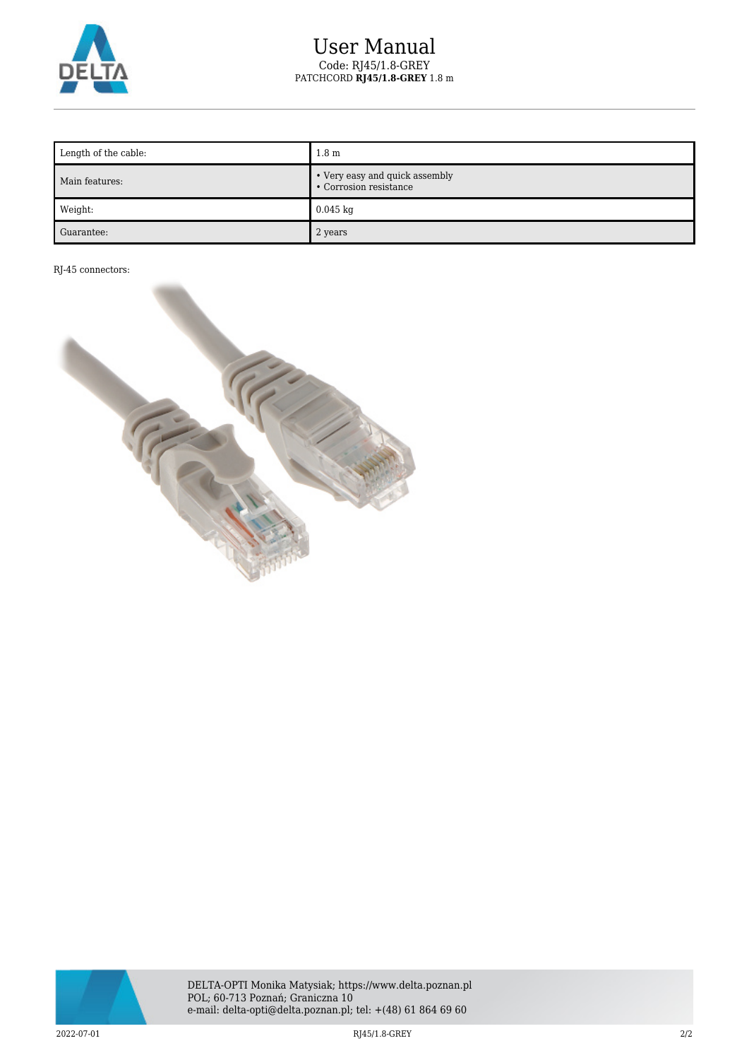| | |
|---|---|
| Length of the cable: | 1.8 m |
| Main features: | • Very easy and quick assembly<br>• Corrosion resistance |
| Weight: | 0.045 kg |
| Guarantee: | 2 years |

RJ-45 connectors:

DELTA-OPTI Monika Matysiak; https://www.delta.poznan.pl
POL; 60-713 Poznań; Graniczna 10
e-mail: delta-opti@delta.poznan.pl; tel: +(48) 61 864 69 60